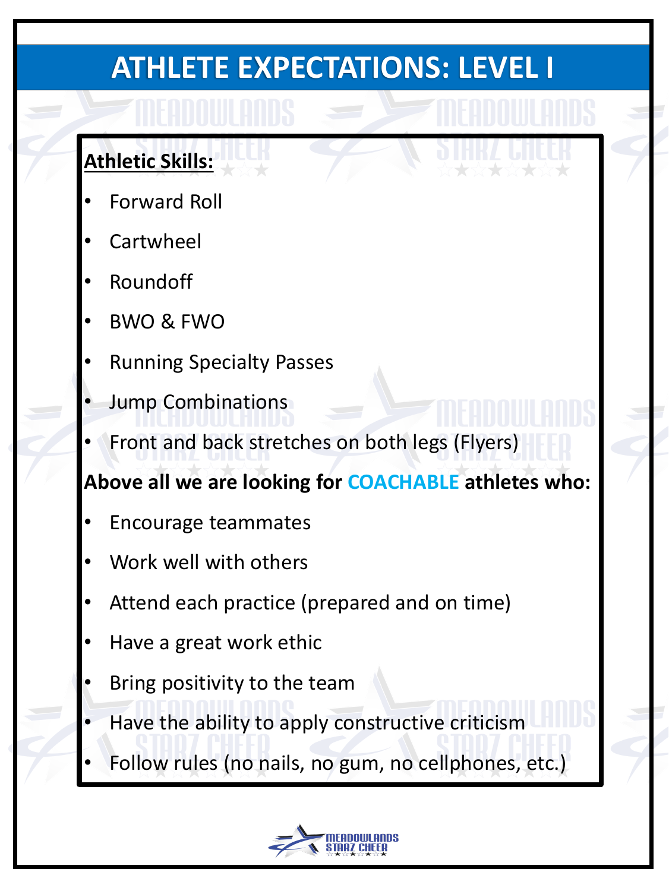# ATHLETE EXPECTATIONS: LEVEL I

**Athletic Skills:**

- Forward Roll
- Cartwheel
- Roundoff
- BWO & FWO
- Running Specialty Passes
- Jump Combinations
- Front and back stretches on both legs (Flyers)

**Above all we are looking for COACHABLE athletes who:**

- Encourage teammates
- Work well with others
- Attend each practice (prepared and on time)
- Have a great work ethic
- Bring positivity to the team
- Have the ability to apply constructive criticism
- Follow rules (no nails, no gum, no cellphones, etc.)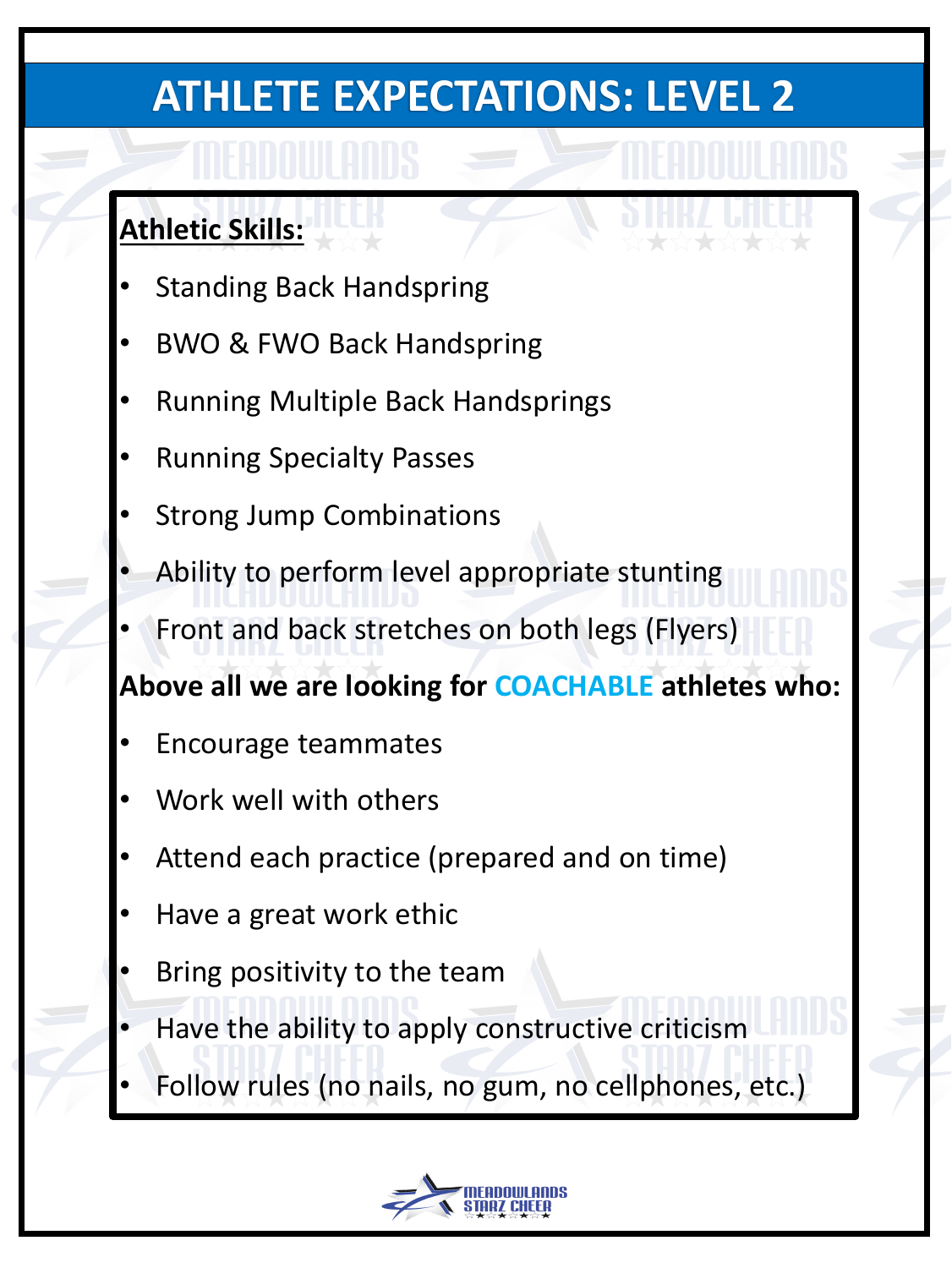# ATHLETE EXPECTATIONS: LEVEL 2

**Athletic Skills:**

- Standing Back Handspring
- BWO & FWO Back Handspring
- Running Multiple Back Handsprings
- Running Specialty Passes
- Strong Jump Combinations
- Ability to perform level appropriate stunting
- Front and back stretches on both legs (Flyers)

**Above all we are looking for COACHABLE athletes who:**

- Encourage teammates
- Work well with others
- Attend each practice (prepared and on time)
- Have a great work ethic
- Bring positivity to the team
- Have the ability to apply constructive criticism
- Follow rules (no nails, no gum, no cellphones, etc.)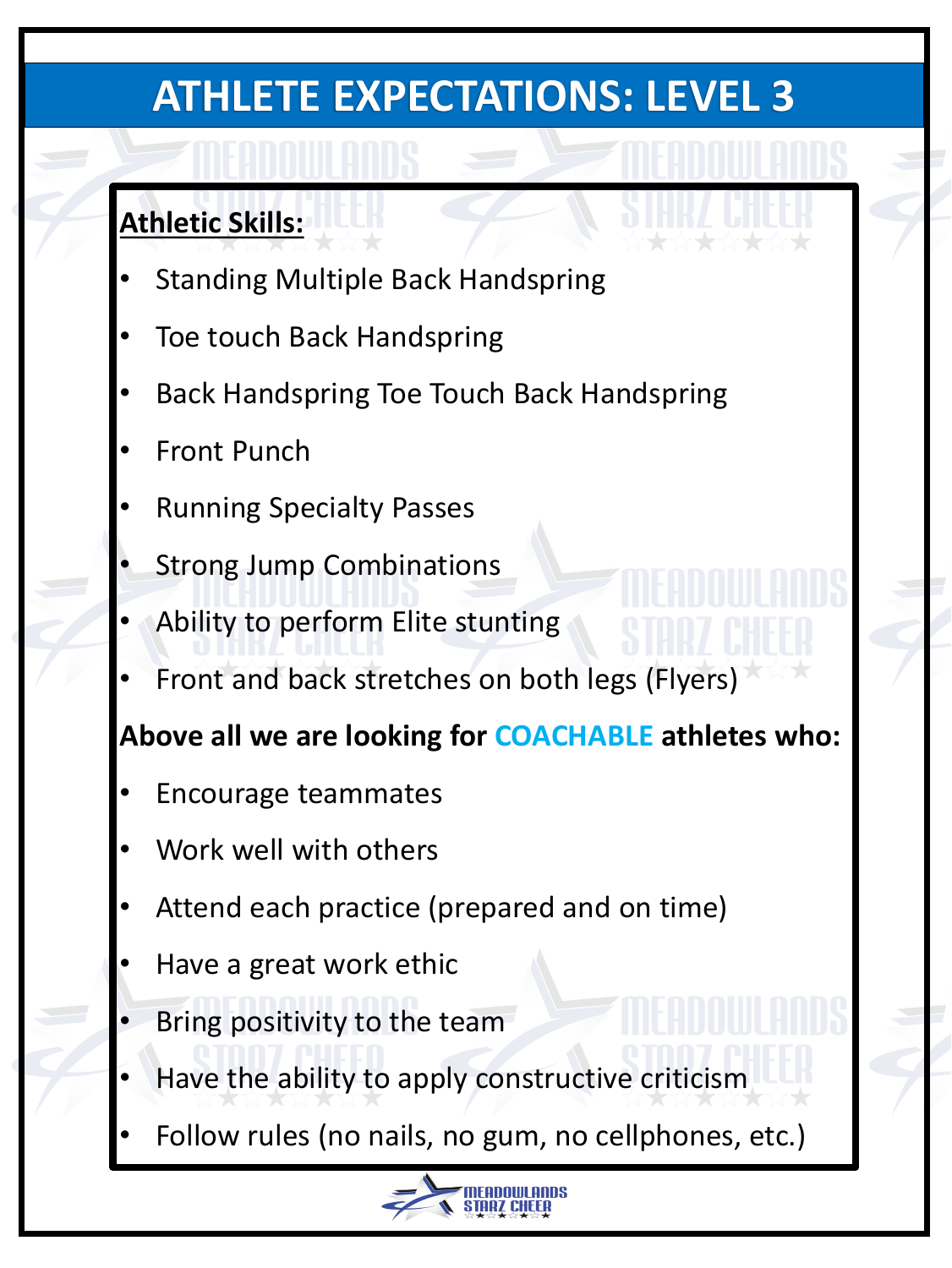# ATHLETE EXPECTATIONS: LEVEL 3

**Athletic Skills:**

- Standing Multiple Back Handspring
- Toe touch Back Handspring
- Back Handspring Toe Touch Back Handspring
- Front Punch
- Running Specialty Passes
- Strong Jump Combinations
- Ability to perform Elite stunting
- Front and back stretches on both legs (Flyers)

**Above all we are looking for COACHABLE athletes who:**

- Encourage teammates
- Work well with others
- Attend each practice (prepared and on time)
- Have a great work ethic
- Bring positivity to the team
- Have the ability to apply constructive criticism
- Follow rules (no nails, no gum, no cellphones, etc.)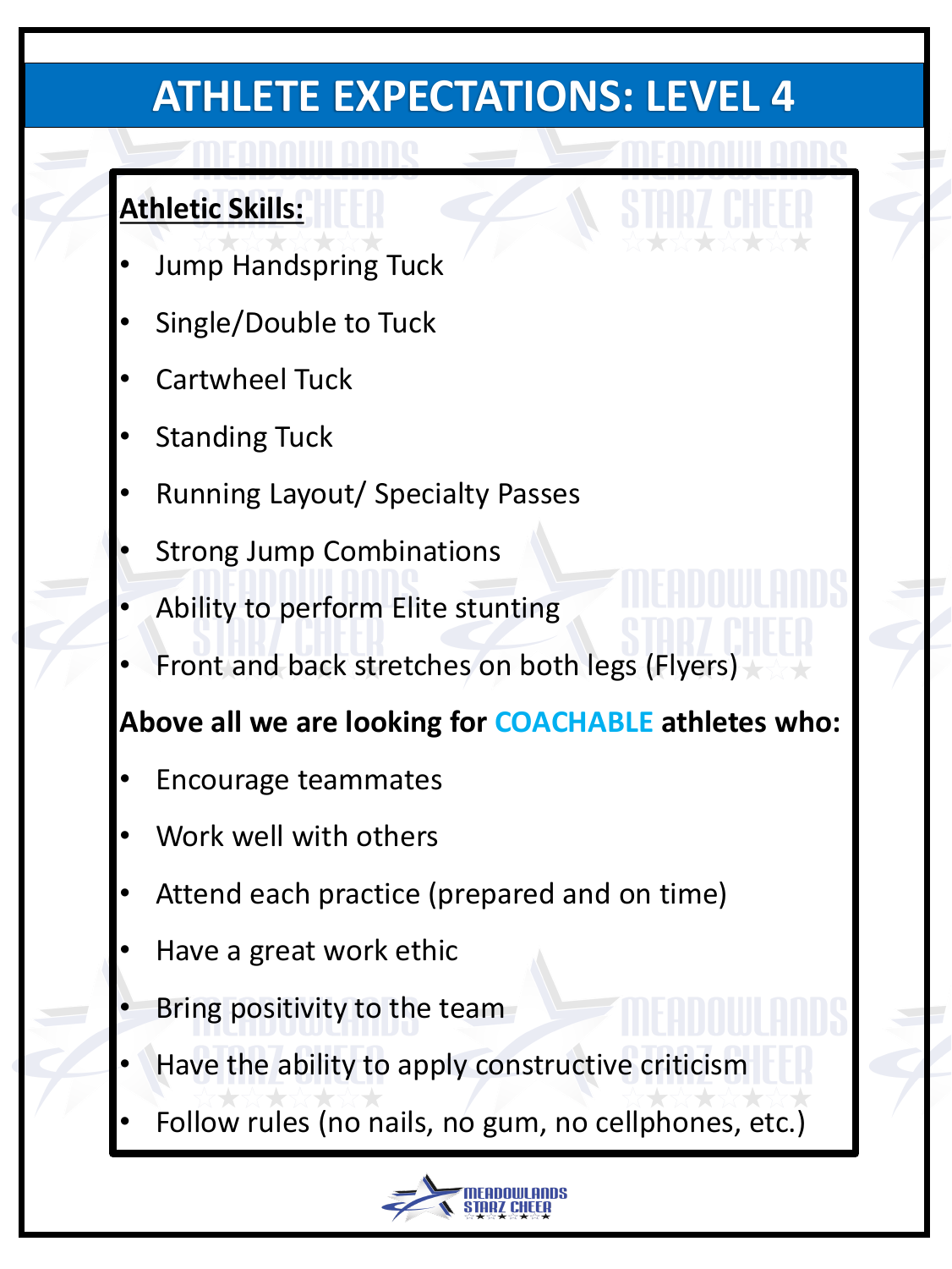# ATHLETE EXPECTATIONS: LEVEL 4

**Athletic Skills:**

- Jump Handspring Tuck
- Single/Double to Tuck
- Cartwheel Tuck
- Standing Tuck
- Running Layout/ Specialty Passes
- Strong Jump Combinations
- Ability to perform Elite stunting
- Front and back stretches on both legs (Flyers)

**Above all we are looking for COACHABLE athletes who:**

- Encourage teammates
- Work well with others
- Attend each practice (prepared and on time)
- Have a great work ethic
- Bring positivity to the team
- Have the ability to apply constructive criticism
- Follow rules (no nails, no gum, no cellphones, etc.)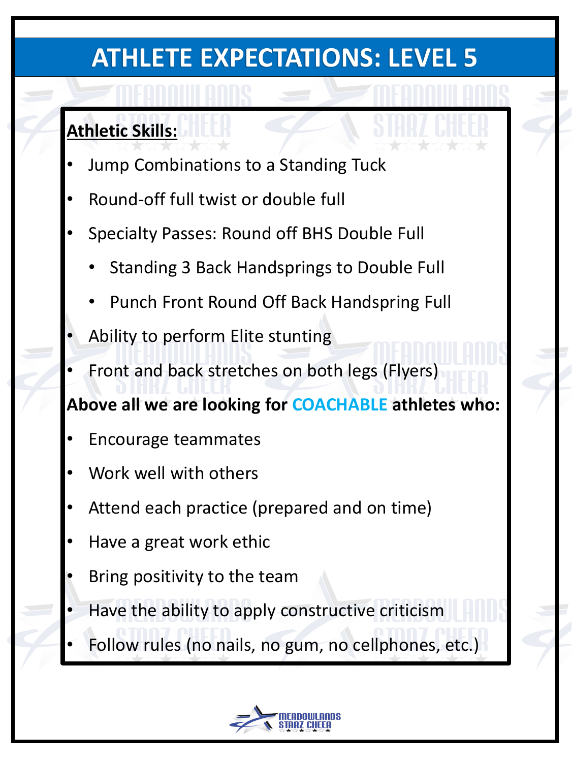# ATHLETE EXPECTATIONS: LEVEL 5

**Athletic Skills:**

- Jump Combinations to a Standing Tuck
- Round-off full twist or double full
- Specialty Passes: Round off BHS Double Full
  - Standing 3 Back Handsprings to Double Full
  - Punch Front Round Off Back Handspring Full
- Ability to perform Elite stunting
- Front and back stretches on both legs (Flyers)

**Above all we are looking for COACHABLE athletes who:**

- Encourage teammates
- Work well with others
- Attend each practice (prepared and on time)
- Have a great work ethic
- Bring positivity to the team
- Have the ability to apply constructive criticism
- Follow rules (no nails, no gum, no cellphones, etc.)